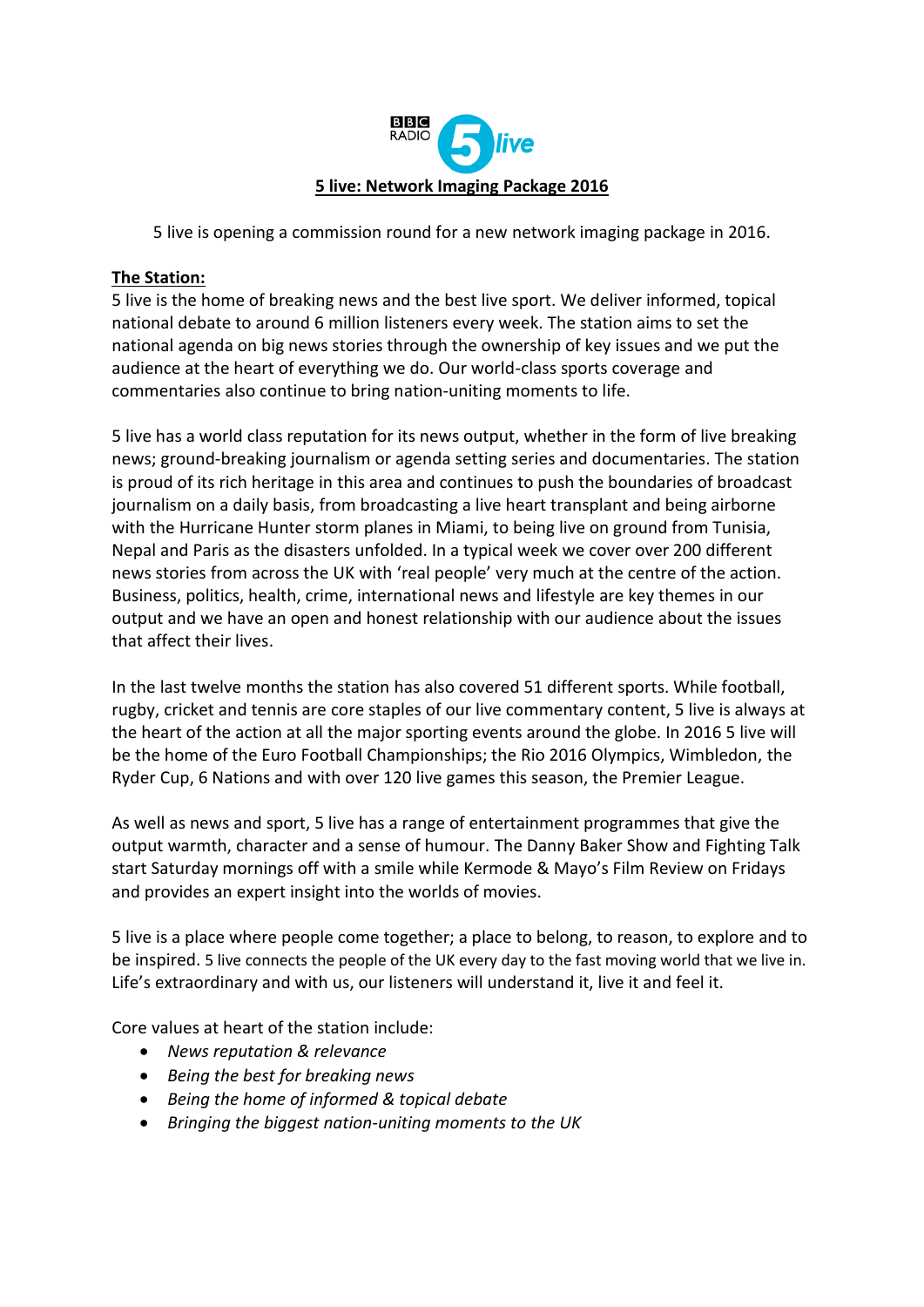# 5 live: Network Imaging Package 2016

5 live is opening a commission round for a new network imaging package in 2016.

## The Station:

5 live is the home of breaking news and the best live sport. We deliver informed, topical national debate to around 6 million listeners every week. The station aims to set the national agenda on big news stories through the ownership of key issues and we put the audience at the heart of everything we do. Our world-class sports coverage and commentaries also continue to bring nation-uniting moments to life.

5 live has a world class reputation for its news output, whether in the form of live breaking news; ground-breaking journalism or agenda setting series and documentaries. The station is proud of its rich heritage in this area and continues to push the boundaries of broadcast journalism on a daily basis, from broadcasting a live heart transplant and being airborne with the Hurricane Hunter storm planes in Miami, to being live on ground from Tunisia, Nepal and Paris as the disasters unfolded. In a typical week we cover over 200 different news stories from across the UK with 'real people' very much at the centre of the action. Business, politics, health, crime, international news and lifestyle are key themes in our output and we have an open and honest relationship with our audience about the issues that affect their lives.

In the last twelve months the station has also covered 51 different sports. While football, rugby, cricket and tennis are core staples of our live commentary content, 5 live is always at the heart of the action at all the major sporting events around the globe. In 2016 5 live will be the home of the Euro Football Championships; the Rio 2016 Olympics, Wimbledon, the Ryder Cup, 6 Nations and with over 120 live games this season, the Premier League.

As well as news and sport, 5 live has a range of entertainment programmes that give the output warmth, character and a sense of humour. The Danny Baker Show and Fighting Talk start Saturday mornings off with a smile while Kermode & Mayo's Film Review on Fridays and provides an expert insight into the worlds of movies.

5 live is a place where people come together; a place to belong, to reason, to explore and to be inspired. 5 live connects the people of the UK every day to the fast moving world that we live in. Life's extraordinary and with us, our listeners will understand it, live it and feel it.

Core values at heart of the station include:

- *News reputation & relevance*
- *Being the best for breaking news*
- *Being the home of informed & topical debate*
- *Bringing the biggest nation-uniting moments to the UK*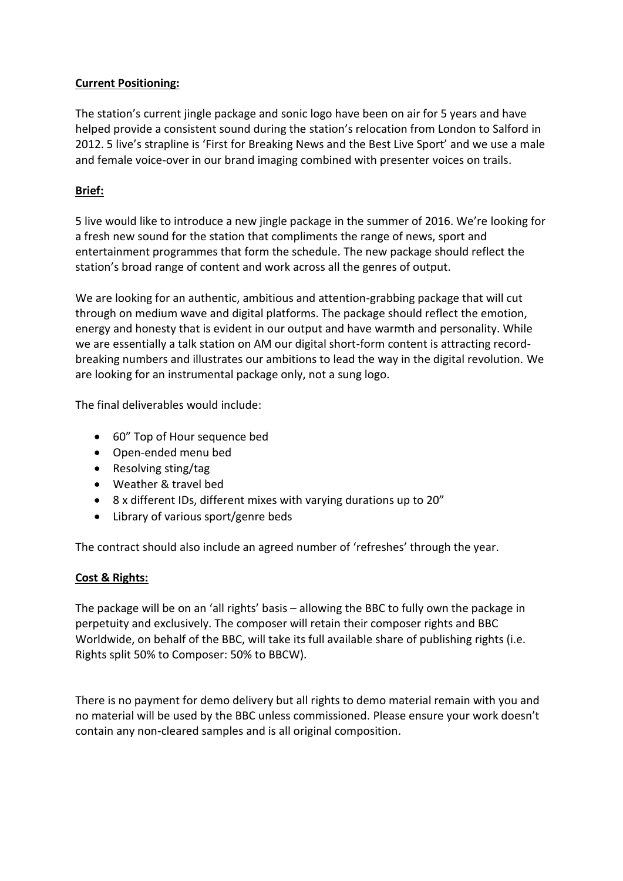**Current Positioning:**

The station's current jingle package and sonic logo have been on air for 5 years and have helped provide a consistent sound during the station's relocation from London to Salford in 2012. 5 live's strapline is 'First for Breaking News and the Best Live Sport' and we use a male and female voice-over in our brand imaging combined with presenter voices on trails.

**Brief:**

5 live would like to introduce a new jingle package in the summer of 2016. We're looking for a fresh new sound for the station that compliments the range of news, sport and entertainment programmes that form the schedule. The new package should reflect the station's broad range of content and work across all the genres of output.

We are looking for an authentic, ambitious and attention-grabbing package that will cut through on medium wave and digital platforms. The package should reflect the emotion, energy and honesty that is evident in our output and have warmth and personality. While we are essentially a talk station on AM our digital short-form content is attracting record-breaking numbers and illustrates our ambitions to lead the way in the digital revolution. We are looking for an instrumental package only, not a sung logo.

The final deliverables would include:

- 60" Top of Hour sequence bed
- Open-ended menu bed
- Resolving sting/tag
- Weather & travel bed
- 8 x different IDs, different mixes with varying durations up to 20"
- Library of various sport/genre beds

The contract should also include an agreed number of 'refreshes' through the year.

**Cost & Rights:**

The package will be on an 'all rights' basis – allowing the BBC to fully own the package in perpetuity and exclusively. The composer will retain their composer rights and BBC Worldwide, on behalf of the BBC, will take its full available share of publishing rights (i.e. Rights split 50% to Composer: 50% to BBCW).

There is no payment for demo delivery but all rights to demo material remain with you and no material will be used by the BBC unless commissioned. Please ensure your work doesn't contain any non-cleared samples and is all original composition.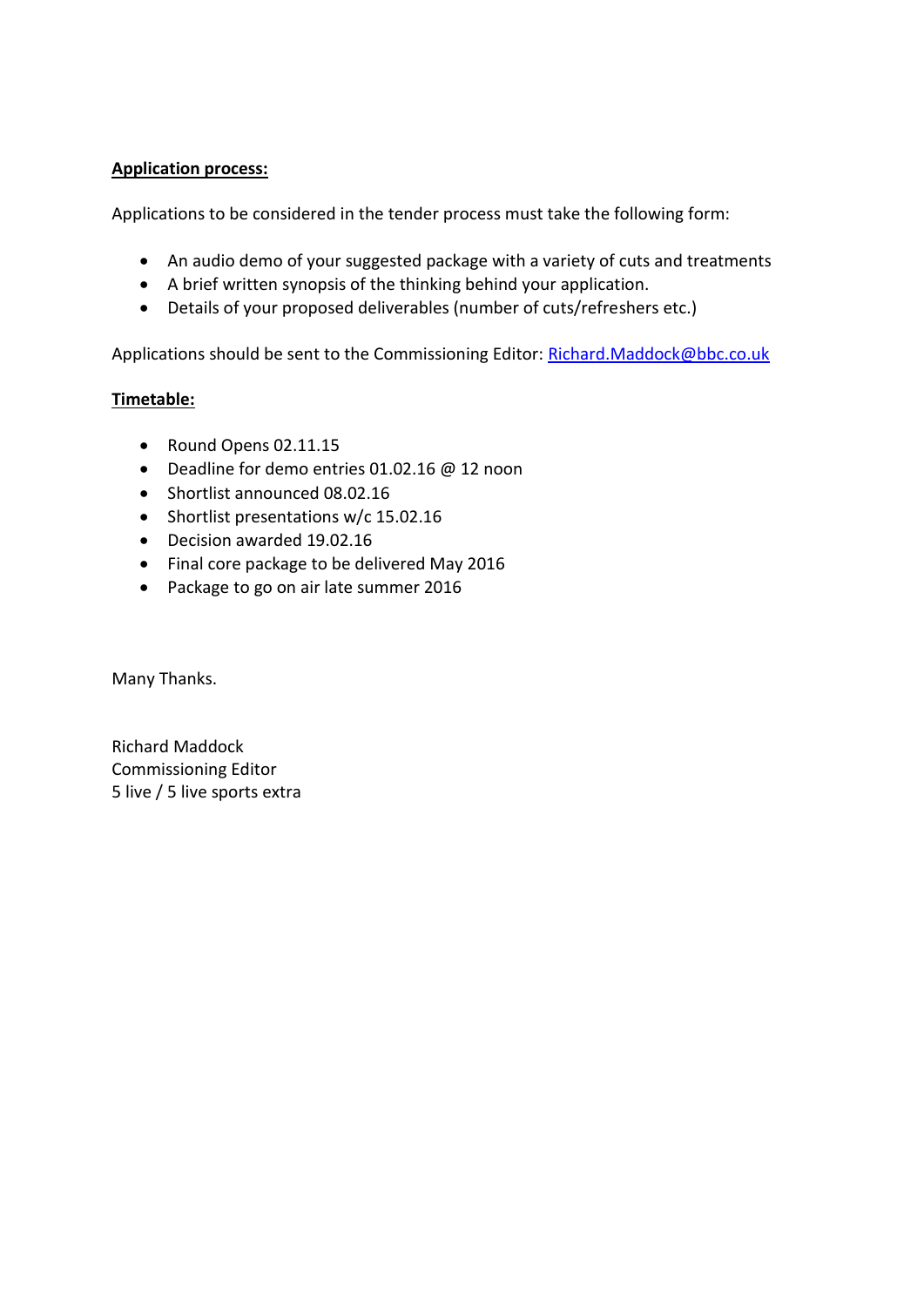**Application process:**

Applications to be considered in the tender process must take the following form:

- An audio demo of your suggested package with a variety of cuts and treatments
- A brief written synopsis of the thinking behind your application.
- Details of your proposed deliverables (number of cuts/refreshers etc.)

Applications should be sent to the Commissioning Editor: Richard.Maddock@bbc.co.uk

**Timetable:**

- Round Opens 02.11.15
- Deadline for demo entries 01.02.16 @ 12 noon
- Shortlist announced 08.02.16
- Shortlist presentations w/c 15.02.16
- Decision awarded 19.02.16
- Final core package to be delivered May 2016
- Package to go on air late summer 2016

Many Thanks.

Richard Maddock
Commissioning Editor
5 live / 5 live sports extra